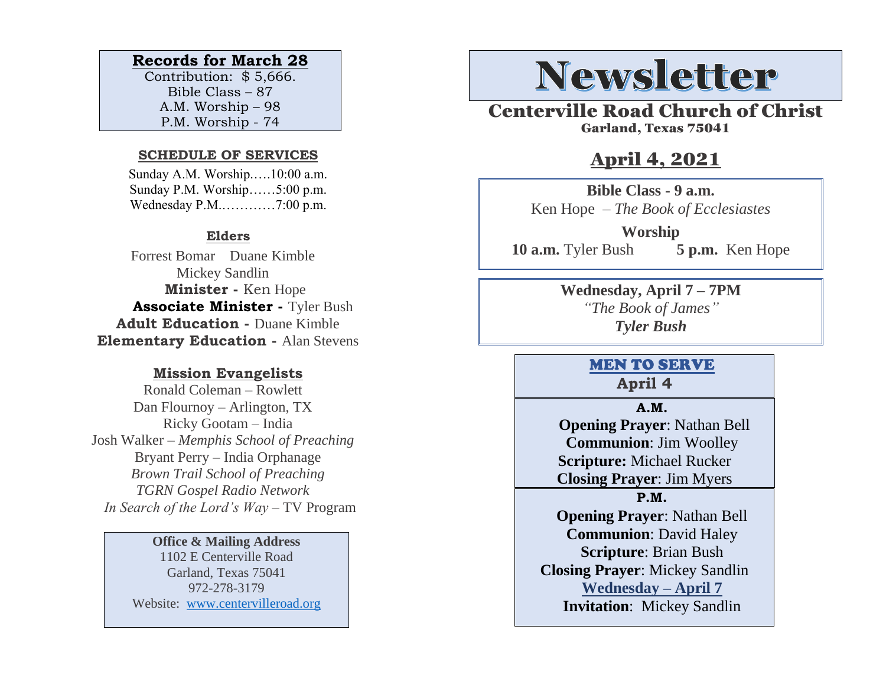**Records for March 28**

Contribution: $ 5,666.
Bible Class – 87
A.M. Worship – 98
P.M. Worship - 74

**SCHEDULE OF SERVICES**

Sunday A.M. Worship…..10:00 a.m.
Sunday P.M. Worship……5:00 p.m.
Wednesday P.M.…………7:00 p.m.

**Elders**

Forrest Bomar Duane Kimble
Mickey Sandlin

**Minister -** Ken Hope
**Associate Minister -** Tyler Bush
**Adult Education -** Duane Kimble
**Elementary Education -** Alan Stevens

**Mission Evangelists**

Ronald Coleman – Rowlett
Dan Flournoy – Arlington, TX
Ricky Gootam – India
Josh Walker – *Memphis School of Preaching*
Bryant Perry – India Orphanage
*Brown Trail School of Preaching*
*TGRN Gospel Radio Network*
*In Search of the Lord's Way* – TV Program

**Office & Mailing Address**
1102 E Centerville Road
Garland, Texas 75041
972-278-3179
Website: www.centervilleroad.org

# Newsletter

## Centerville Road Church of Christ

Garland, Texas 75041

## April 4, 2021

**Bible Class - 9 a.m.**
Ken Hope – *The Book of Ecclesiastes*

**Worship**
**10 a.m.** Tyler Bush **5 p.m.** Ken Hope

**Wednesday, April 7 – 7PM**
*"The Book of James"*
***Tyler Bush***

**MEN TO SERVE**
**April 4**

**A.M.**
**Opening Prayer**: Nathan Bell
**Communion**: Jim Woolley
**Scripture:** Michael Rucker
**Closing Prayer**: Jim Myers

**P.M.**
**Opening Prayer**: Nathan Bell
**Communion**: David Haley
**Scripture**: Brian Bush
**Closing Prayer**: Mickey Sandlin

**Wednesday – April 7**
**Invitation**: Mickey Sandlin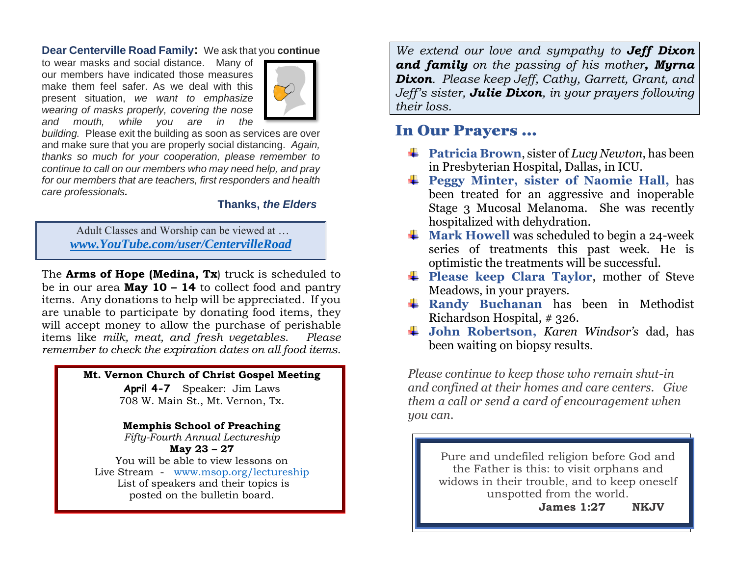**Dear Centerville Road Family:** We ask that you **continue** to wear masks and social distance. Many of our members have indicated those measures make them feel safer. As we deal with this present situation, *we want to emphasize wearing of masks properly, covering the nose and mouth, while you are in the building.* Please exit the building as soon as services are over and make sure that you are properly social distancing. *Again, thanks so much for your cooperation, please remember to continue to call on our members who may need help, and pray for our members that are teachers, first responders and health care professionals.*

**Thanks, *the Elders***

Adult Classes and Worship can be viewed at …
***www.YouTube.com/user/CentervilleRoad***

The **Arms of Hope (Medina, Tx**) truck is scheduled to be in our area **May 10 – 14** to collect food and pantry items. Any donations to help will be appreciated. If you are unable to participate by donating food items, they will accept money to allow the purchase of perishable items like *milk, meat, and fresh vegetables. Please remember to check the expiration dates on all food items.*

**Mt. Vernon Church of Christ Gospel Meeting**
**April 4-7** Speaker: Jim Laws
708 W. Main St., Mt. Vernon, Tx.

**Memphis School of Preaching**
*Fifty-Fourth Annual Lectureship*
**May 23 – 27**
You will be able to view lessons on
Live Stream - www.msop.org/lectureship
List of speakers and their topics is
posted on the bulletin board.

*We extend our love and sympathy to **Jeff Dixon and family** on the passing of his mother**, Myrna Dixon**. Please keep Jeff, Cathy, Garrett, Grant, and Jeff's sister, **Julie Dixon**, in your prayers following their loss.*

## In Our Prayers …

- **Patricia Brown**, sister of *Lucy Newton*, has been in Presbyterian Hospital, Dallas, in ICU.
- **Peggy Minter, sister of Naomie Hall,** has been treated for an aggressive and inoperable Stage 3 Mucosal Melanoma. She was recently hospitalized with dehydration.
- **Mark Howell** was scheduled to begin a 24-week series of treatments this past week. He is optimistic the treatments will be successful.
- **Please keep Clara Taylor**, mother of Steve Meadows, in your prayers.
- **Randy Buchanan** has been in Methodist Richardson Hospital, # 326.
- **John Robertson,** *Karen Windsor's* dad, has been waiting on biopsy results.

*Please continue to keep those who remain shut-in and confined at their homes and care centers. Give them a call or send a card of encouragement when you can.*

Pure and undefiled religion before God and the Father is this: to visit orphans and widows in their trouble, and to keep oneself unspotted from the world.
**James 1:27 NKJV**